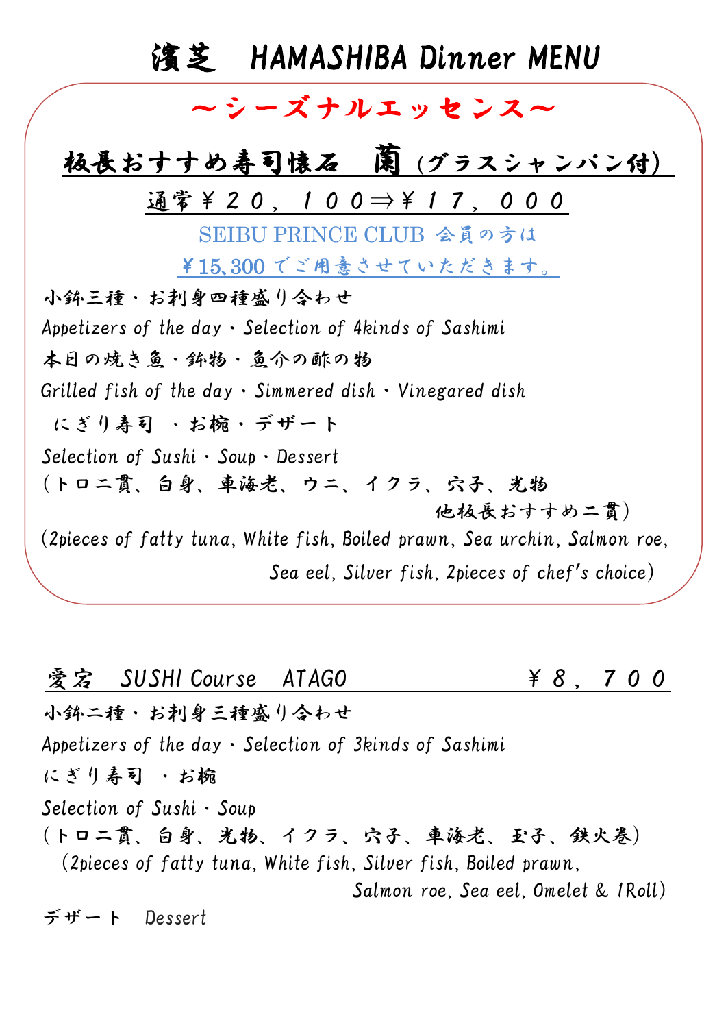# 濱芝　HAMASHIBA Dinner MENU

## ～シーズナルエッセンス～

## 板長おすすめ寿司懐石　蘭（グラスシャンパン付）

通常￥２０，１００⇒￥１７，０００

SEIBU PRINCE CLUB 会員の方は

￥15,300 でご用意させていただきます。

小鉢三種・お刺身四種盛り合わせ

*Appetizers of the day・Selection of 4kinds of Sashimi*

本日の焼き魚・鉢物・魚介の酢の物

*Grilled fish of the day・Simmered dish・Vinegared dish*

にぎり寿司　・お椀・デザート

*Selection of Sushi・Soup・Dessert*

（トロ二貫、白身、車海老、ウニ、イクラ、穴子、光物
他板長おすすめ二貫）

*(2pieces of fatty tuna, White fish, Boiled prawn, Sea urchin, Salmon roe,
Sea eel, Silver fish, 2pieces of chef's choice)*

## 愛宕　SUSHI Course　ATAGO　　　￥８，７００

小鉢二種・お刺身三種盛り合わせ

*Appetizers of the day・Selection of 3kinds of Sashimi*

にぎり寿司　・お椀

*Selection of Sushi・Soup*

（トロ二貫、白身、光物、イクラ、穴子、車海老、玉子、鉄火巻）

*(2pieces of fatty tuna, White fish, Silver fish, Boiled prawn,
Salmon roe, Sea eel, Omelet & 1Roll)*

デザート　*Dessert*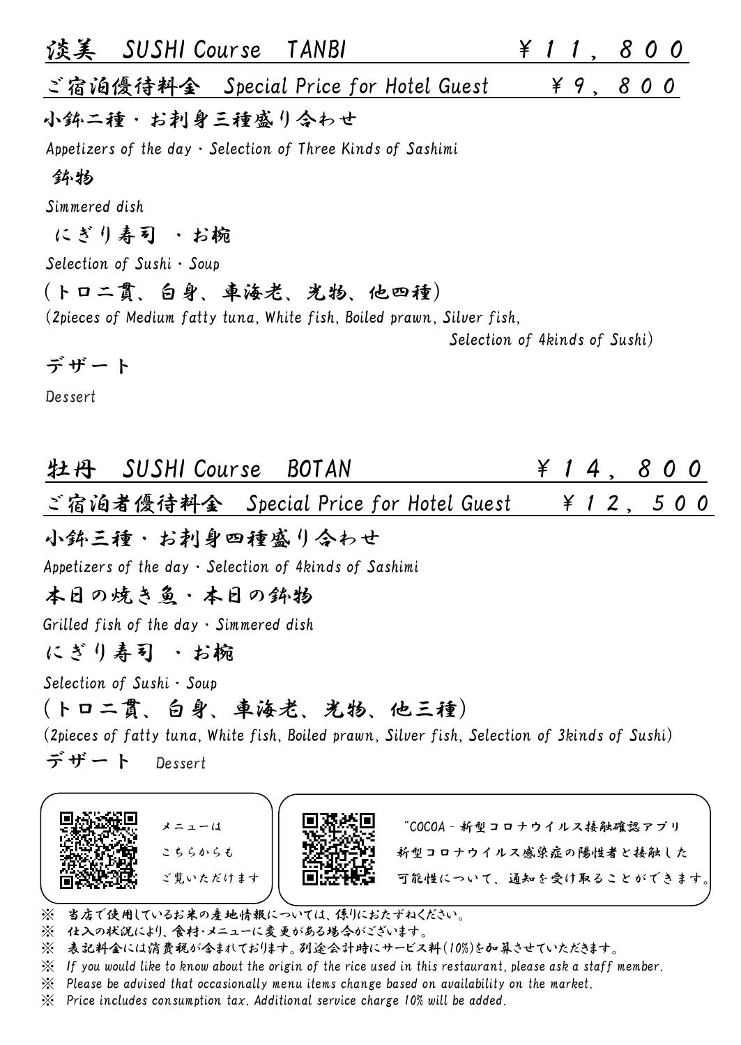## 淡美　SUSHI Course　TANBI　　￥１１，８００

### ご宿泊優待料金　Special Price for Hotel Guest　　￥９，８００

小鉢二種・お刺身三種盛り合わせ

Appetizers of the day・Selection of Three Kinds of Sashimi

鉢物

Simmered dish

にぎり寿司　・お椀

Selection of Sushi・Soup

（トロ二貫、白身、車海老、光物、他四種）

(2pieces of Medium fatty tuna, White fish, Boiled prawn, Silver fish, Selection of 4kinds of Sushi)

デザート

Dessert

## 牡丹　SUSHI Course　BOTAN　　￥１４，８００

### ご宿泊者優待料金　Special Price for Hotel Guest　　￥１２，５００

小鉢三種・お刺身四種盛り合わせ

Appetizers of the day・Selection of 4kinds of Sashimi

本日の焼き魚・本日の鉢物

Grilled fish of the day・Simmered dish

にぎり寿司　・お椀

Selection of Sushi・Soup

（トロ二貫、白身、車海老、光物、他三種）

(2pieces of fatty tuna, White fish, Boiled prawn, Silver fish, Selection of 3kinds of Sushi)

デザート　Dessert

メニューは
こちらからも
ご覧いただけます

"COCOA－新型コロナウイルス接触確認アプリ
新型コロナウイルス感染症の陽性者と接触した
可能性について、通知を受け取ることができます。

※ 当店で使用しているお米の産地情報については、係りにおたずねください。
※ 仕入の状況により、食材・メニューに変更がある場合がございます。
※ 表記料金には消費税が含まれております。別途会計時にサービス料(10%)を加算させていただきます。
※ If you would like to know about the origin of the rice used in this restaurant, please ask a staff member.
※ Please be advised that occasionally menu items change based on availability on the market.
※ Price includes consumption tax. Additional service charge 10% will be added.